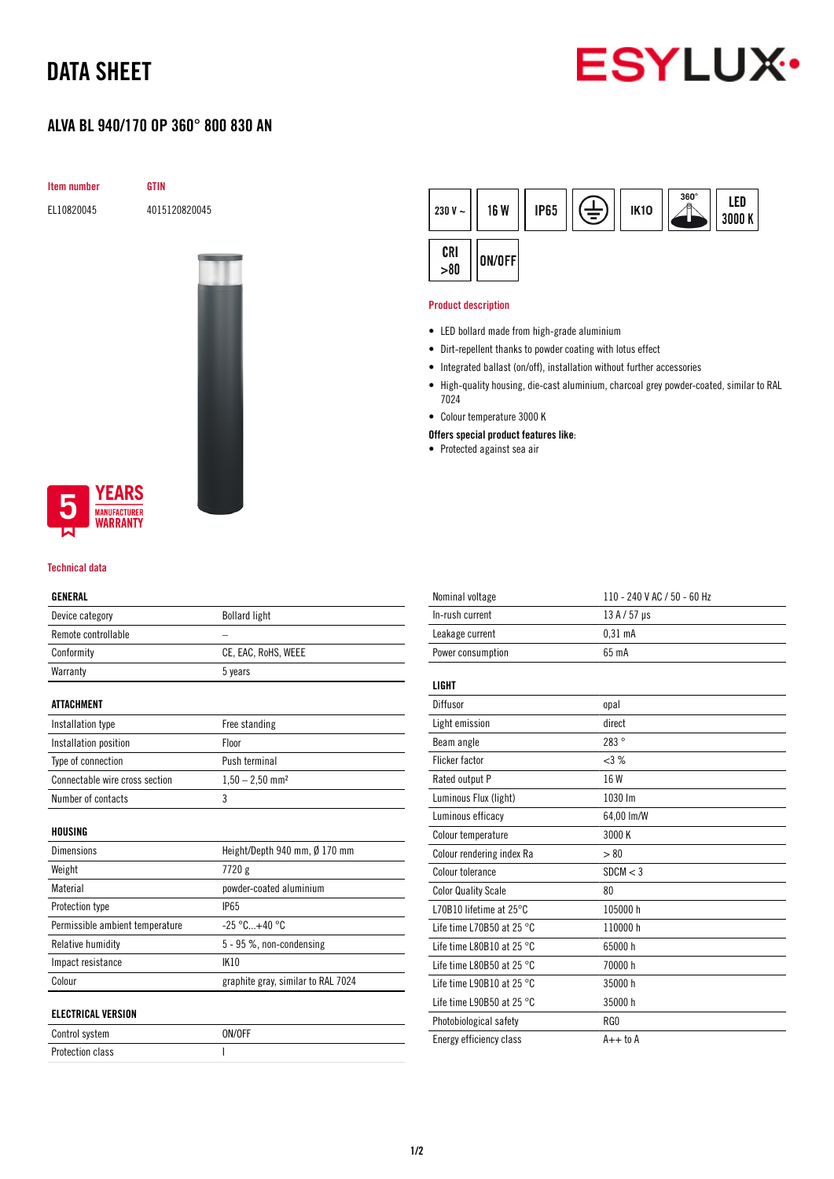# DATA SHEET

## ALVA BL 940/170 OP 360° 800 830 AN

| Item number | GTIN |
|---|---|
| EL10820045 | 4015120820045 |

230 V ~ | 16 W | IP65 | IK10 | 360° | LED 3000 K | CRI >80 | ON/OFF

5 YEARS MANUFACTURER WARRANTY

### Product description

- LED bollard made from high-grade aluminium
- Dirt-repellent thanks to powder coating with lotus effect
- Integrated ballast (on/off), installation without further accessories
- High-quality housing, die-cast aluminium, charcoal grey powder-coated, similar to RAL 7024
- Colour temperature 3000 K

**Offers special product features like:**

- Protected against sea air

### Technical data

| GENERAL | |
|---|---|
| Device category | Bollard light |
| Remote controllable | – |
| Conformity | CE, EAC, RoHS, WEEE |
| Warranty | 5 years |

| ATTACHMENT | |
|---|---|
| Installation type | Free standing |
| Installation position | Floor |
| Type of connection | Push terminal |
| Connectable wire cross section | 1,50 – 2,50 mm² |
| Number of contacts | 3 |

| HOUSING | |
|---|---|
| Dimensions | Height/Depth 940 mm, Ø 170 mm |
| Weight | 7720 g |
| Material | powder-coated aluminium |
| Protection type | IP65 |
| Permissible ambient temperature | -25 °C...+40 °C |
| Relative humidity | 5 - 95 %, non-condensing |
| Impact resistance | IK10 |
| Colour | graphite gray, similar to RAL 7024 |

| ELECTRICAL VERSION | |
|---|---|
| Control system | ON/OFF |
| Protection class | I |
| Nominal voltage | 110 - 240 V AC / 50 - 60 Hz |
| In-rush current | 13 A / 57 µs |
| Leakage current | 0,31 mA |
| Power consumption | 65 mA |

| LIGHT | |
|---|---|
| Diffusor | opal |
| Light emission | direct |
| Beam angle | 283 ° |
| Flicker factor | <3 % |
| Rated output P | 16 W |
| Luminous Flux (light) | 1030 lm |
| Luminous efficacy | 64,00 lm/W |
| Colour temperature | 3000 K |
| Colour rendering index Ra | > 80 |
| Colour tolerance | SDCM < 3 |
| Color Quality Scale | 80 |
| L70B10 lifetime at 25°C | 105000 h |
| Life time L70B50 at 25 °C | 110000 h |
| Life time L80B10 at 25 °C | 65000 h |
| Life time L80B50 at 25 °C | 70000 h |
| Life time L90B10 at 25 °C | 35000 h |
| Life time L90B50 at 25 °C | 35000 h |
| Photobiological safety | RG0 |
| Energy efficiency class | A++ to A |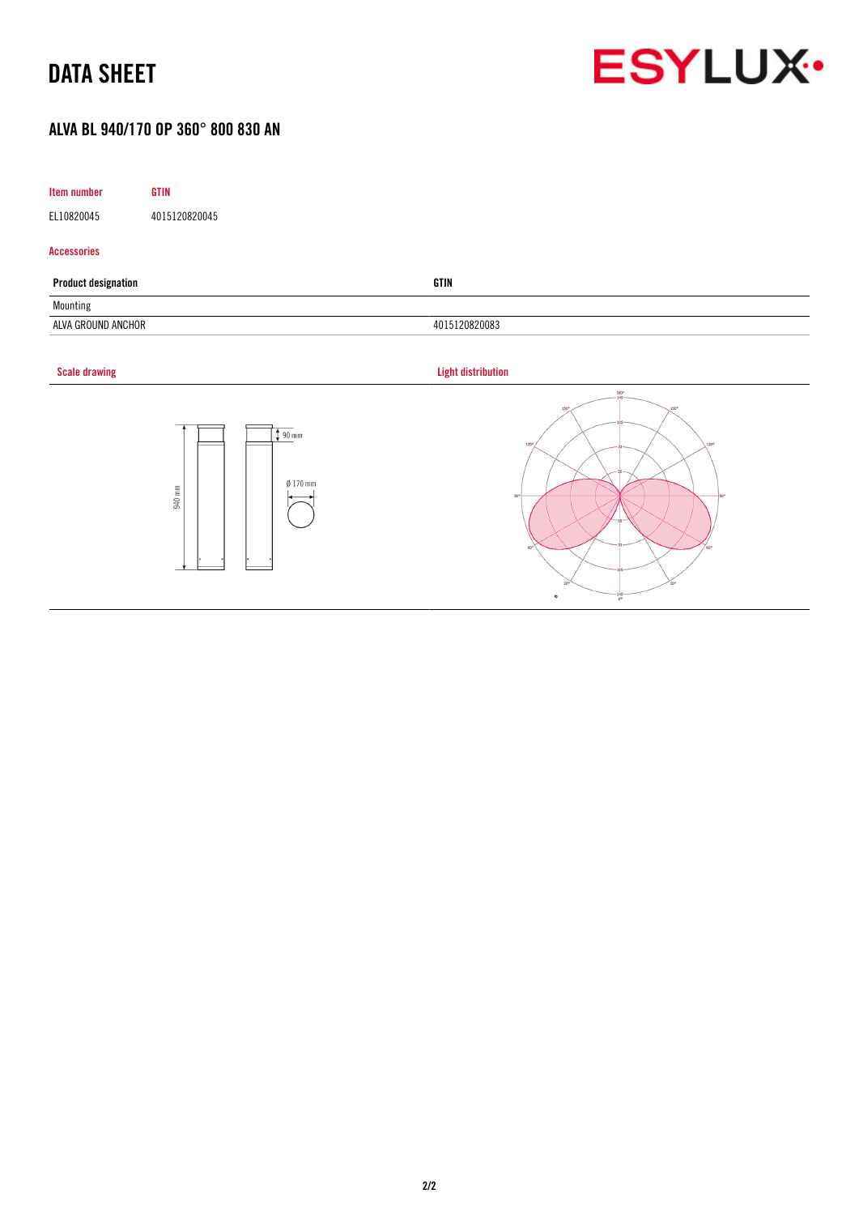# DATA SHEET

## ALVA BL 940/170 OP 360° 800 830 AN

| Item number | GTIN |
|---|---|
| EL10820045 | 4015120820045 |

### Accessories

| Product designation | GTIN |
|---|---|
| Mounting | |
| ALVA GROUND ANCHOR | 4015120820083 |

### Scale drawing

940 mm

90 mm

Ø 170 mm

### Light distribution